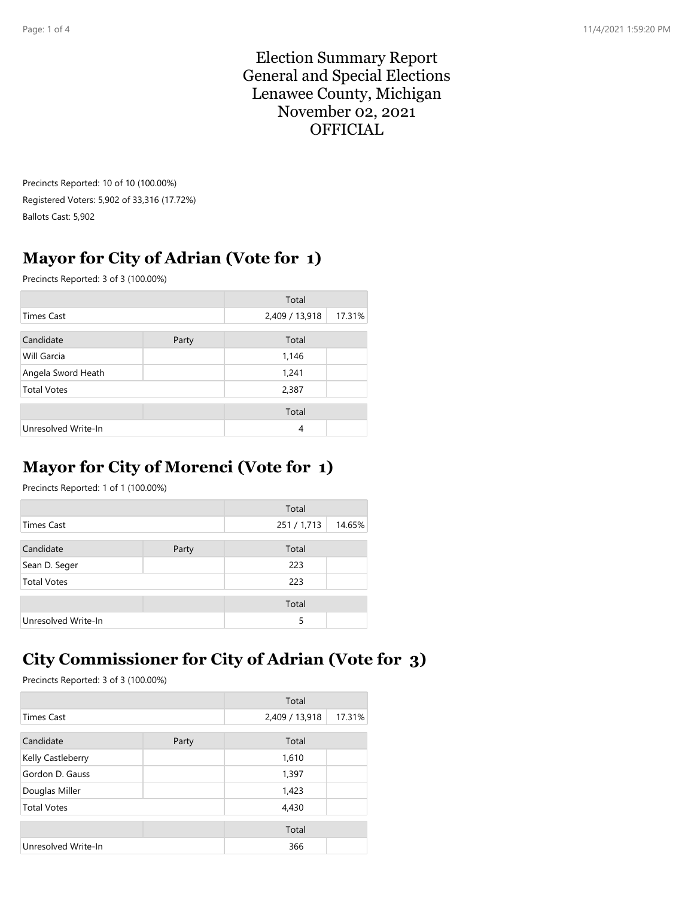# Election Summary Report
# General and Special Elections
# Lenawee County, Michigan
# November 02, 2021
# OFFICIAL

Precincts Reported: 10 of 10 (100.00%)

Registered Voters: 5,902 of 33,316 (17.72%)

Ballots Cast: 5,902

## Mayor for City of Adrian (Vote for 1)

Precincts Reported: 3 of 3 (100.00%)

| | | Total | |
|---|---|---|---|
| Times Cast | | 2,409 / 13,918 | 17.31% |

| Candidate | Party | Total | |
|---|---|---|---|
| Will Garcia | | 1,146 | |
| Angela Sword Heath | | 1,241 | |
| Total Votes | | 2,387 | |

| | | Total | |
|---|---|---|---|
| Unresolved Write-In | | 4 | |

## Mayor for City of Morenci (Vote for 1)

Precincts Reported: 1 of 1 (100.00%)

| | | Total | |
|---|---|---|---|
| Times Cast | | 251 / 1,713 | 14.65% |

| Candidate | Party | Total | |
|---|---|---|---|
| Sean D. Seger | | 223 | |
| Total Votes | | 223 | |

| | | Total | |
|---|---|---|---|
| Unresolved Write-In | | 5 | |

## City Commissioner for City of Adrian (Vote for 3)

Precincts Reported: 3 of 3 (100.00%)

| | | Total | |
|---|---|---|---|
| Times Cast | | 2,409 / 13,918 | 17.31% |

| Candidate | Party | Total | |
|---|---|---|---|
| Kelly Castleberry | | 1,610 | |
| Gordon D. Gauss | | 1,397 | |
| Douglas Miller | | 1,423 | |
| Total Votes | | 4,430 | |

| | | Total | |
|---|---|---|---|
| Unresolved Write-In | | 366 | |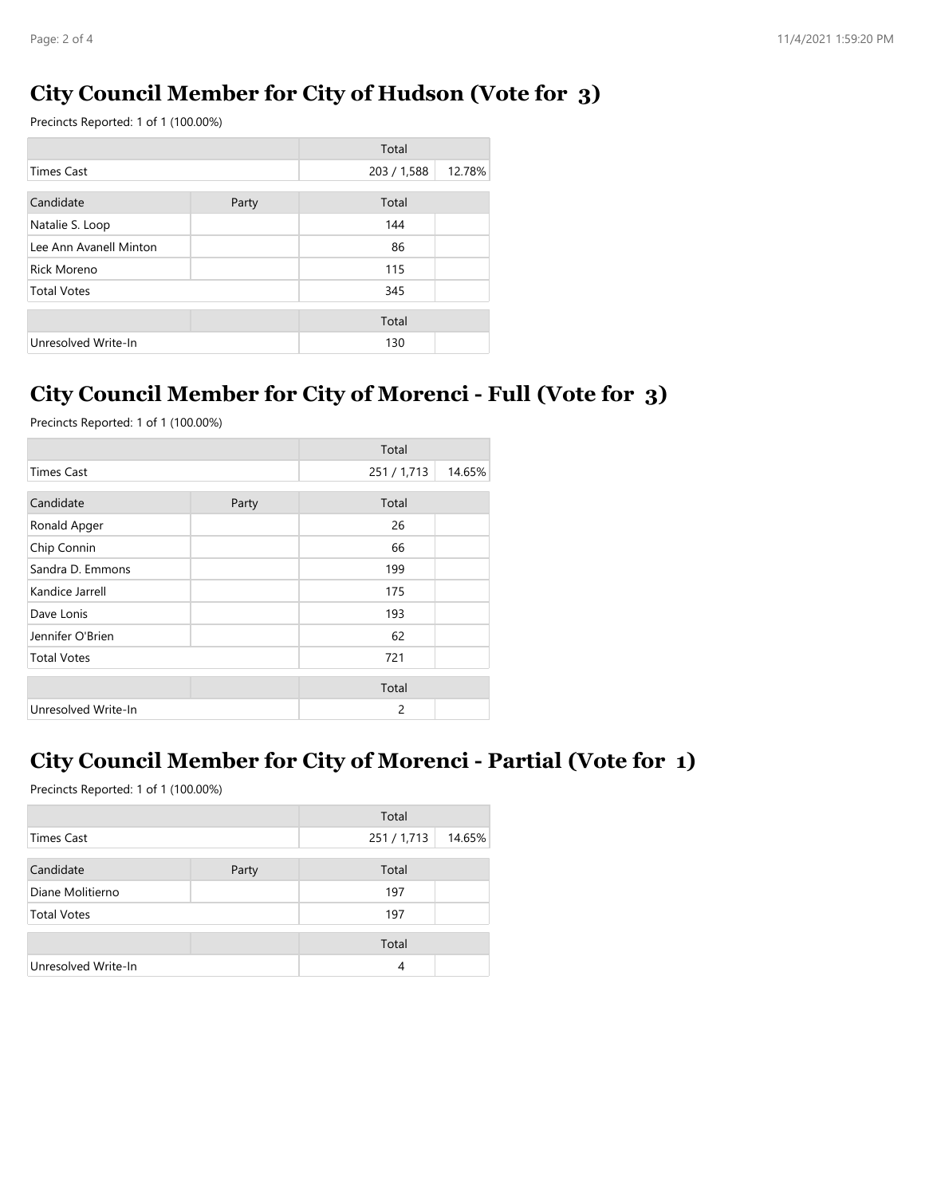## City Council Member for City of Hudson (Vote for 3)

Precincts Reported: 1 of 1 (100.00%)

| | | Total | |
|---|---|---|---|
| Times Cast | | 203 / 1,588 | 12.78% |

| Candidate | Party | Total | |
|---|---|---|---|
| Natalie S. Loop | | 144 | |
| Lee Ann Avanell Minton | | 86 | |
| Rick Moreno | | 115 | |
| Total Votes | | 345 | |

| | | Total | |
|---|---|---|---|
| Unresolved Write-In | | 130 | |

## City Council Member for City of Morenci - Full (Vote for 3)

Precincts Reported: 1 of 1 (100.00%)

| | | Total | |
|---|---|---|---|
| Times Cast | | 251 / 1,713 | 14.65% |

| Candidate | Party | Total | |
|---|---|---|---|
| Ronald Apger | | 26 | |
| Chip Connin | | 66 | |
| Sandra D. Emmons | | 199 | |
| Kandice Jarrell | | 175 | |
| Dave Lonis | | 193 | |
| Jennifer O'Brien | | 62 | |
| Total Votes | | 721 | |

| | | Total | |
|---|---|---|---|
| Unresolved Write-In | | 2 | |

## City Council Member for City of Morenci - Partial (Vote for 1)

Precincts Reported: 1 of 1 (100.00%)

| | | Total | |
|---|---|---|---|
| Times Cast | | 251 / 1,713 | 14.65% |

| Candidate | Party | Total | |
|---|---|---|---|
| Diane Molitierno | | 197 | |
| Total Votes | | 197 | |

| | | Total | |
|---|---|---|---|
| Unresolved Write-In | | 4 | |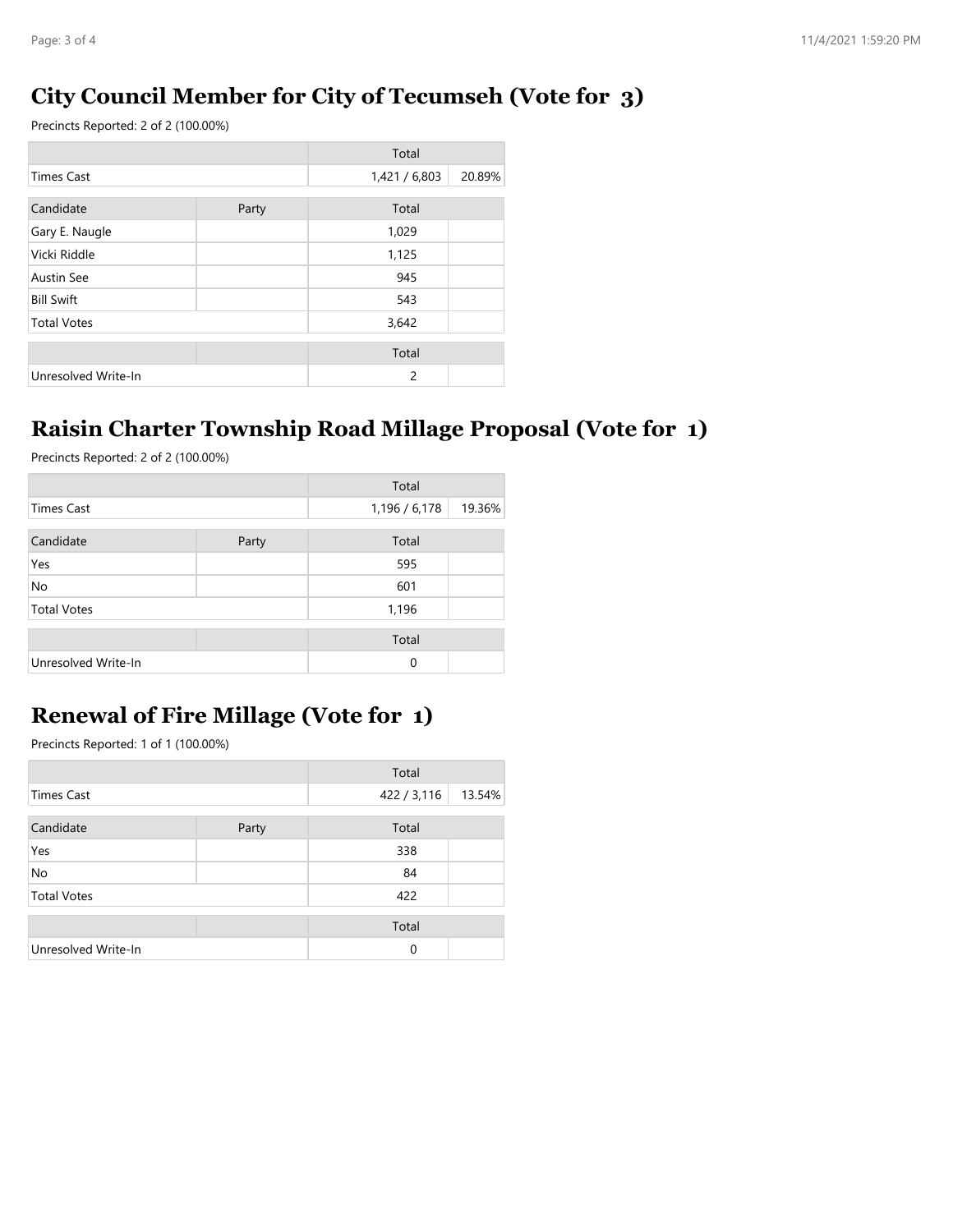## City Council Member for City of Tecumseh (Vote for 3)

Precincts Reported: 2 of 2 (100.00%)

| | | Total | |
|---|---|---|---|
| Times Cast | | 1,421 / 6,803 | 20.89% |

| Candidate | Party | Total | |
|---|---|---|---|
| Gary E. Naugle | | 1,029 | |
| Vicki Riddle | | 1,125 | |
| Austin See | | 945 | |
| Bill Swift | | 543 | |
| Total Votes | | 3,642 | |

| | | Total | |
|---|---|---|---|
| Unresolved Write-In | | 2 | |

## Raisin Charter Township Road Millage Proposal (Vote for 1)

Precincts Reported: 2 of 2 (100.00%)

| | | Total | |
|---|---|---|---|
| Times Cast | | 1,196 / 6,178 | 19.36% |

| Candidate | Party | Total | |
|---|---|---|---|
| Yes | | 595 | |
| No | | 601 | |
| Total Votes | | 1,196 | |

| | | Total | |
|---|---|---|---|
| Unresolved Write-In | | 0 | |

## Renewal of Fire Millage (Vote for 1)

Precincts Reported: 1 of 1 (100.00%)

| | | Total | |
|---|---|---|---|
| Times Cast | | 422 / 3,116 | 13.54% |

| Candidate | Party | Total | |
|---|---|---|---|
| Yes | | 338 | |
| No | | 84 | |
| Total Votes | | 422 | |

| | | Total | |
|---|---|---|---|
| Unresolved Write-In | | 0 | |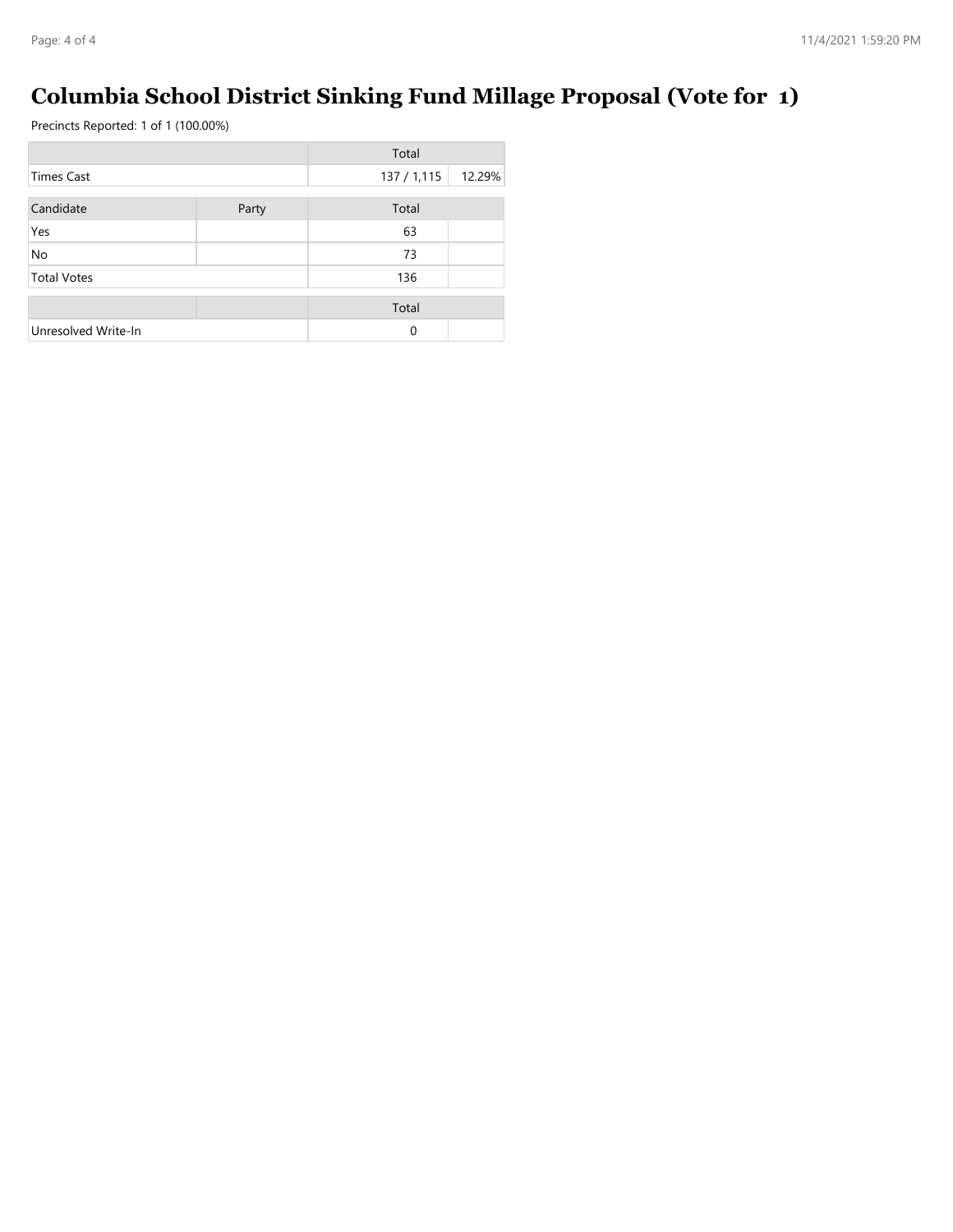# Columbia School District Sinking Fund Millage Proposal (Vote for 1)

Precincts Reported: 1 of 1 (100.00%)

| | | Total | |
|---|---|---|---|
| Times Cast | | 137 / 1,115 | 12.29% |

| Candidate | Party | Total | |
|---|---|---|---|
| Yes | | 63 | |
| No | | 73 | |
| Total Votes | | 136 | |

| | | Total | |
|---|---|---|---|
| Unresolved Write-In | | 0 | |